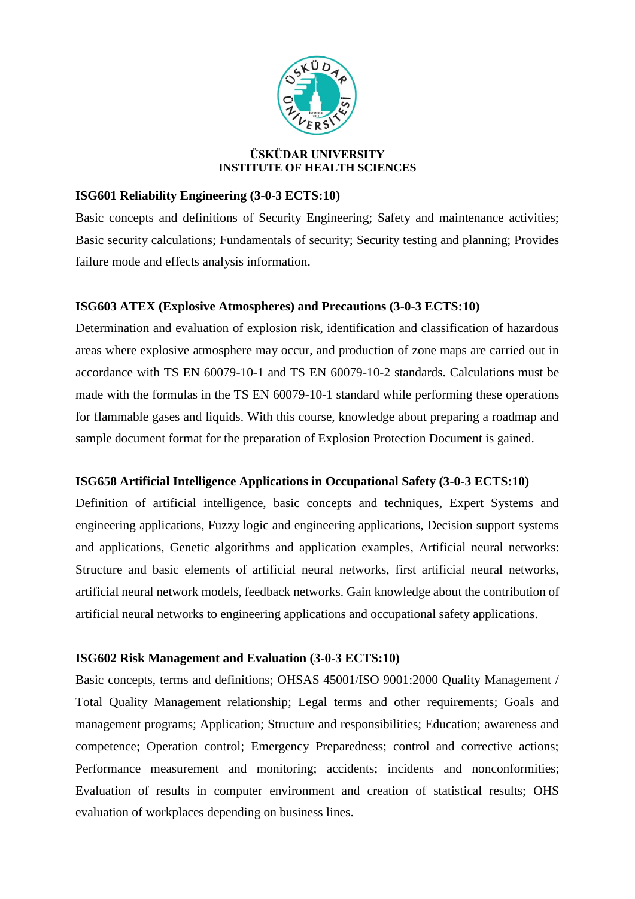**ÜSKÜDAR UNIVERSITY**
**INSTITUTE OF HEALTH SCIENCES**

### ISG601 Reliability Engineering (3-0-3 ECTS:10)

Basic concepts and definitions of Security Engineering; Safety and maintenance activities; Basic security calculations; Fundamentals of security; Security testing and planning; Provides failure mode and effects analysis information.

### ISG603 ATEX (Explosive Atmospheres) and Precautions (3-0-3 ECTS:10)

Determination and evaluation of explosion risk, identification and classification of hazardous areas where explosive atmosphere may occur, and production of zone maps are carried out in accordance with TS EN 60079-10-1 and TS EN 60079-10-2 standards. Calculations must be made with the formulas in the TS EN 60079-10-1 standard while performing these operations for flammable gases and liquids. With this course, knowledge about preparing a roadmap and sample document format for the preparation of Explosion Protection Document is gained.

### ISG658 Artificial Intelligence Applications in Occupational Safety (3-0-3 ECTS:10)

Definition of artificial intelligence, basic concepts and techniques, Expert Systems and engineering applications, Fuzzy logic and engineering applications, Decision support systems and applications, Genetic algorithms and application examples, Artificial neural networks: Structure and basic elements of artificial neural networks, first artificial neural networks, artificial neural network models, feedback networks. Gain knowledge about the contribution of artificial neural networks to engineering applications and occupational safety applications.

### ISG602 Risk Management and Evaluation (3-0-3 ECTS:10)

Basic concepts, terms and definitions; OHSAS 45001/ISO 9001:2000 Quality Management / Total Quality Management relationship; Legal terms and other requirements; Goals and management programs; Application; Structure and responsibilities; Education; awareness and competence; Operation control; Emergency Preparedness; control and corrective actions; Performance measurement and monitoring; accidents; incidents and nonconformities; Evaluation of results in computer environment and creation of statistical results; OHS evaluation of workplaces depending on business lines.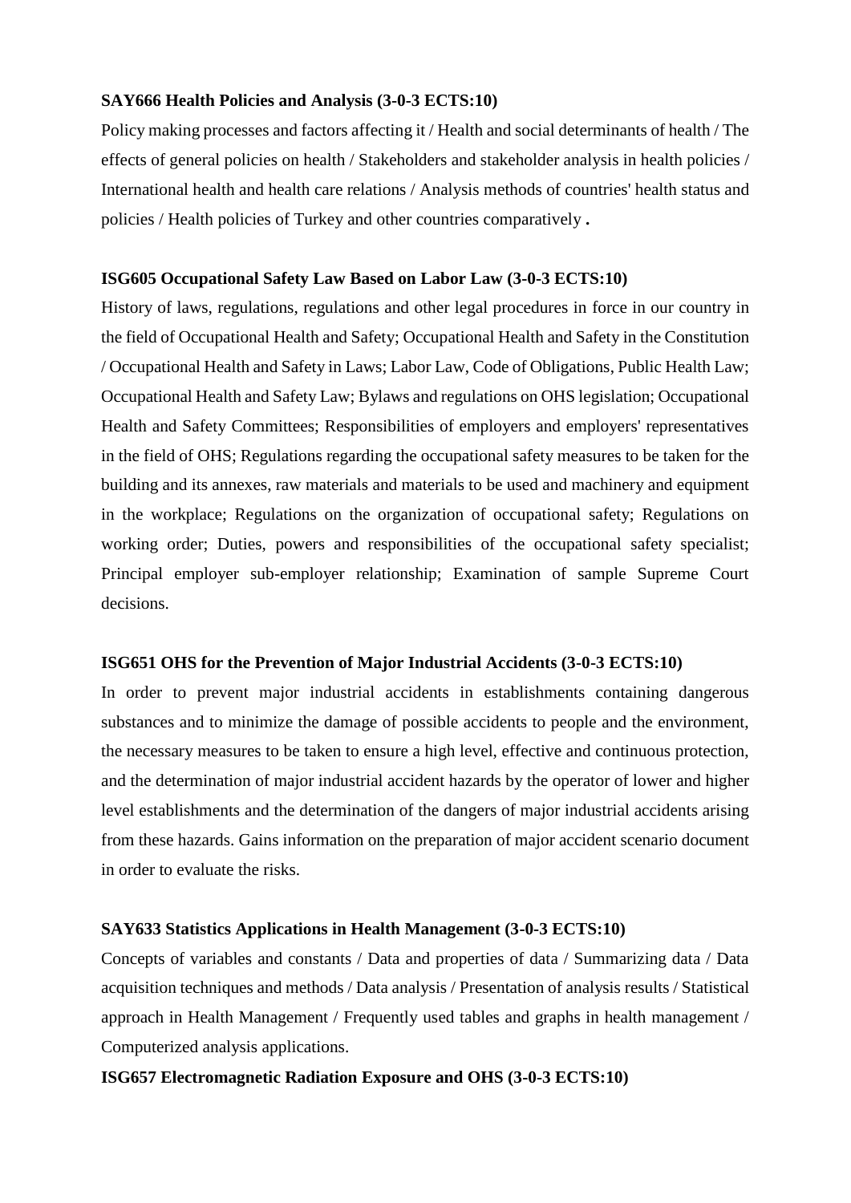**SAY666 Health Policies and Analysis (3-0-3 ECTS:10)**

Policy making processes and factors affecting it / Health and social determinants of health / The effects of general policies on health / Stakeholders and stakeholder analysis in health policies / International health and health care relations / Analysis methods of countries' health status and policies / Health policies of Turkey and other countries comparatively **.**

**ISG605 Occupational Safety Law Based on Labor Law (3-0-3 ECTS:10)**

History of laws, regulations, regulations and other legal procedures in force in our country in the field of Occupational Health and Safety; Occupational Health and Safety in the Constitution / Occupational Health and Safety in Laws; Labor Law, Code of Obligations, Public Health Law; Occupational Health and Safety Law; Bylaws and regulations on OHS legislation; Occupational Health and Safety Committees; Responsibilities of employers and employers' representatives in the field of OHS; Regulations regarding the occupational safety measures to be taken for the building and its annexes, raw materials and materials to be used and machinery and equipment in the workplace; Regulations on the organization of occupational safety; Regulations on working order; Duties, powers and responsibilities of the occupational safety specialist; Principal employer sub-employer relationship; Examination of sample Supreme Court decisions.

**ISG651 OHS for the Prevention of Major Industrial Accidents (3-0-3 ECTS:10)**

In order to prevent major industrial accidents in establishments containing dangerous substances and to minimize the damage of possible accidents to people and the environment, the necessary measures to be taken to ensure a high level, effective and continuous protection, and the determination of major industrial accident hazards by the operator of lower and higher level establishments and the determination of the dangers of major industrial accidents arising from these hazards. Gains information on the preparation of major accident scenario document in order to evaluate the risks.

**SAY633 Statistics Applications in Health Management (3-0-3 ECTS:10)**

Concepts of variables and constants / Data and properties of data / Summarizing data / Data acquisition techniques and methods / Data analysis / Presentation of analysis results / Statistical approach in Health Management / Frequently used tables and graphs in health management / Computerized analysis applications.

**ISG657 Electromagnetic Radiation Exposure and OHS (3-0-3 ECTS:10)**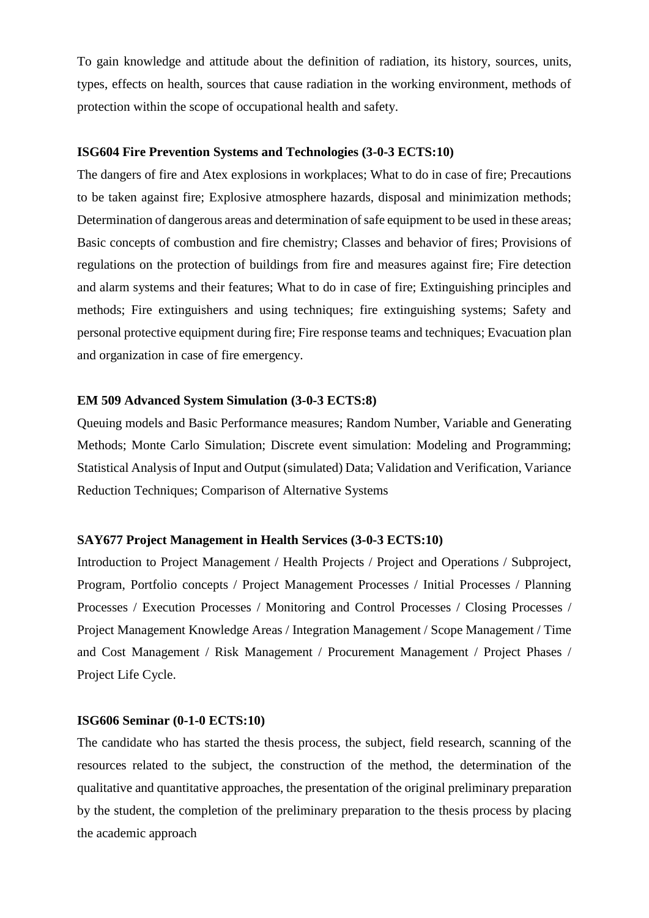To gain knowledge and attitude about the definition of radiation, its history, sources, units, types, effects on health, sources that cause radiation in the working environment, methods of protection within the scope of occupational health and safety.

**ISG604 Fire Prevention Systems and Technologies (3-0-3 ECTS:10)**

The dangers of fire and Atex explosions in workplaces; What to do in case of fire; Precautions to be taken against fire; Explosive atmosphere hazards, disposal and minimization methods; Determination of dangerous areas and determination of safe equipment to be used in these areas; Basic concepts of combustion and fire chemistry; Classes and behavior of fires; Provisions of regulations on the protection of buildings from fire and measures against fire; Fire detection and alarm systems and their features; What to do in case of fire; Extinguishing principles and methods; Fire extinguishers and using techniques; fire extinguishing systems; Safety and personal protective equipment during fire; Fire response teams and techniques; Evacuation plan and organization in case of fire emergency.

**EM 509 Advanced System Simulation (3-0-3 ECTS:8)**

Queuing models and Basic Performance measures; Random Number, Variable and Generating Methods; Monte Carlo Simulation; Discrete event simulation: Modeling and Programming; Statistical Analysis of Input and Output (simulated) Data; Validation and Verification, Variance Reduction Techniques; Comparison of Alternative Systems

**SAY677 Project Management in Health Services (3-0-3 ECTS:10)**

Introduction to Project Management / Health Projects / Project and Operations / Subproject, Program, Portfolio concepts / Project Management Processes / Initial Processes / Planning Processes / Execution Processes / Monitoring and Control Processes / Closing Processes / Project Management Knowledge Areas / Integration Management / Scope Management / Time and Cost Management / Risk Management / Procurement Management / Project Phases / Project Life Cycle.

**ISG606 Seminar (0-1-0 ECTS:10)**

The candidate who has started the thesis process, the subject, field research, scanning of the resources related to the subject, the construction of the method, the determination of the qualitative and quantitative approaches, the presentation of the original preliminary preparation by the student, the completion of the preliminary preparation to the thesis process by placing the academic approach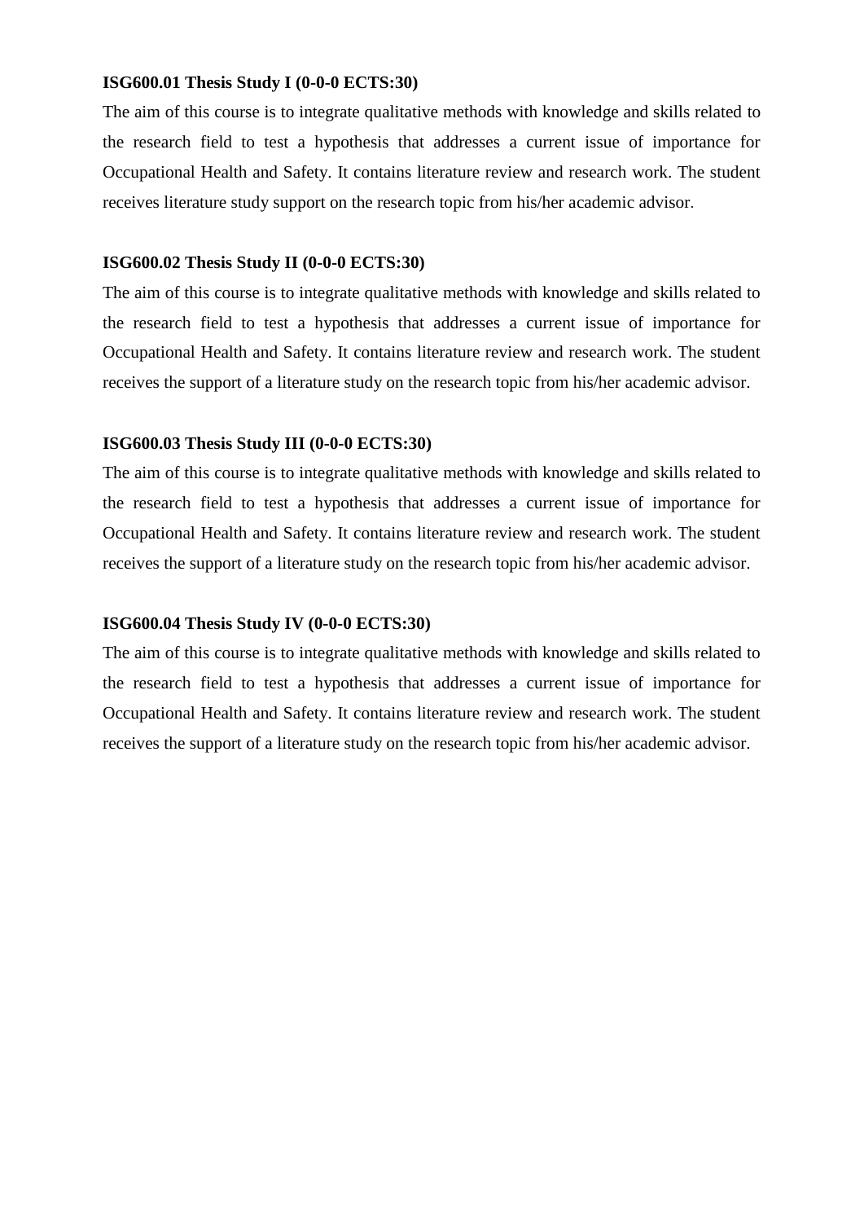**ISG600.01 Thesis Study I (0-0-0 ECTS:30)**

The aim of this course is to integrate qualitative methods with knowledge and skills related to the research field to test a hypothesis that addresses a current issue of importance for Occupational Health and Safety. It contains literature review and research work. The student receives literature study support on the research topic from his/her academic advisor.

**ISG600.02 Thesis Study II (0-0-0 ECTS:30)**

The aim of this course is to integrate qualitative methods with knowledge and skills related to the research field to test a hypothesis that addresses a current issue of importance for Occupational Health and Safety. It contains literature review and research work. The student receives the support of a literature study on the research topic from his/her academic advisor.

**ISG600.03 Thesis Study III (0-0-0 ECTS:30)**

The aim of this course is to integrate qualitative methods with knowledge and skills related to the research field to test a hypothesis that addresses a current issue of importance for Occupational Health and Safety. It contains literature review and research work. The student receives the support of a literature study on the research topic from his/her academic advisor.

**ISG600.04 Thesis Study IV (0-0-0 ECTS:30)**

The aim of this course is to integrate qualitative methods with knowledge and skills related to the research field to test a hypothesis that addresses a current issue of importance for Occupational Health and Safety. It contains literature review and research work. The student receives the support of a literature study on the research topic from his/her academic advisor.